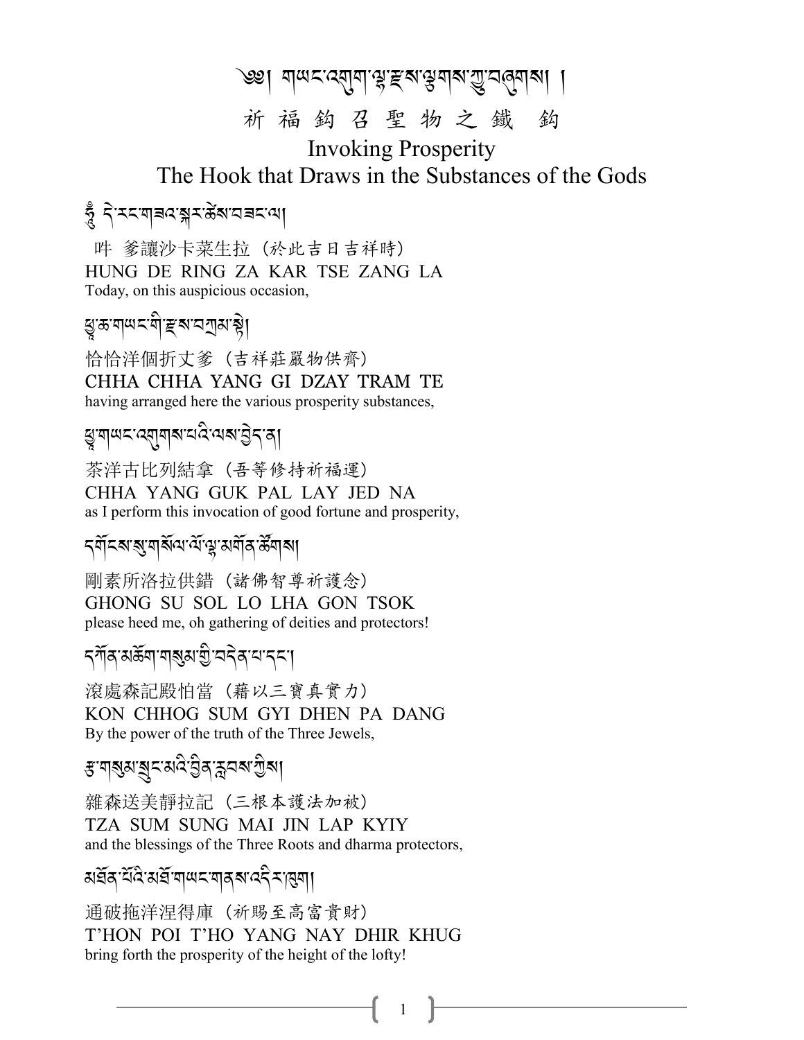# ༄༅། གཡང་འགུག་ལྷ་རྫས་ལྕགས་ཀྱུ་བཞུགས། །

## 祈 福 鈎 召 聖 物 之 鐵　鈎

## Invoking Prosperity
## The Hook that Draws in the Substances of the Gods

ཧཱུྃ དེ་རིང་གཟའ་སྐར་ཚེས་བཟང་ལ།

叶 爹讓沙卡菜生拉（於此吉日吉祥時）
HUNG DE RING ZA KAR TSE ZANG LA
Today, on this auspicious occasion,

ཕྱྭ་ཆ་གཡང་གི་རྫས་བཀྲམ་སྟེ།

恰恰洋個折丈爹（吉祥莊嚴物供齊）
CHHA CHHA YANG GI DZAY TRAM TE
having arranged here the various prosperity substances,

ཕྱྭ་གཡང་འགུགས་པའི་ལས་བྱེད་ན།

茶洋古比列結拿（吾等修持祈福運）
CHHA YANG GUK PAL LAY JED NA
as I perform this invocation of good fortune and prosperity,

དགོངས་སུ་གསོལ་ལོ་ལྷ་མགོན་ཚོགས།

剛素所洛拉供錯（諸佛智尊祈護念）
GHONG SU SOL LO LHA GON TSOK
please heed me, oh gathering of deities and protectors!

དཀོན་མཆོག་གསུམ་གྱི་བདེན་པ་དང་།

滾處森記殿怕當（藉以三寶真實力）
KON CHHOG SUM GYI DHEN PA DANG
By the power of the truth of the Three Jewels,

རྩ་གསུམ་སྲུང་མའི་བྱིན་རླབས་ཀྱིས།

雜森送美靜拉記（三根本護法加被）
TZA SUM SUNG MAI JIN LAP KYIY
and the blessings of the Three Roots and dharma protectors,

མཐོན་པོའི་མཐོ་གཡང་གནས་འདིར་ཁུག།

通破拖洋涅得庫（祈賜至高富貴財）
T'HON POI T'HO YANG NAY DHIR KHUG
bring forth the prosperity of the height of the lofty!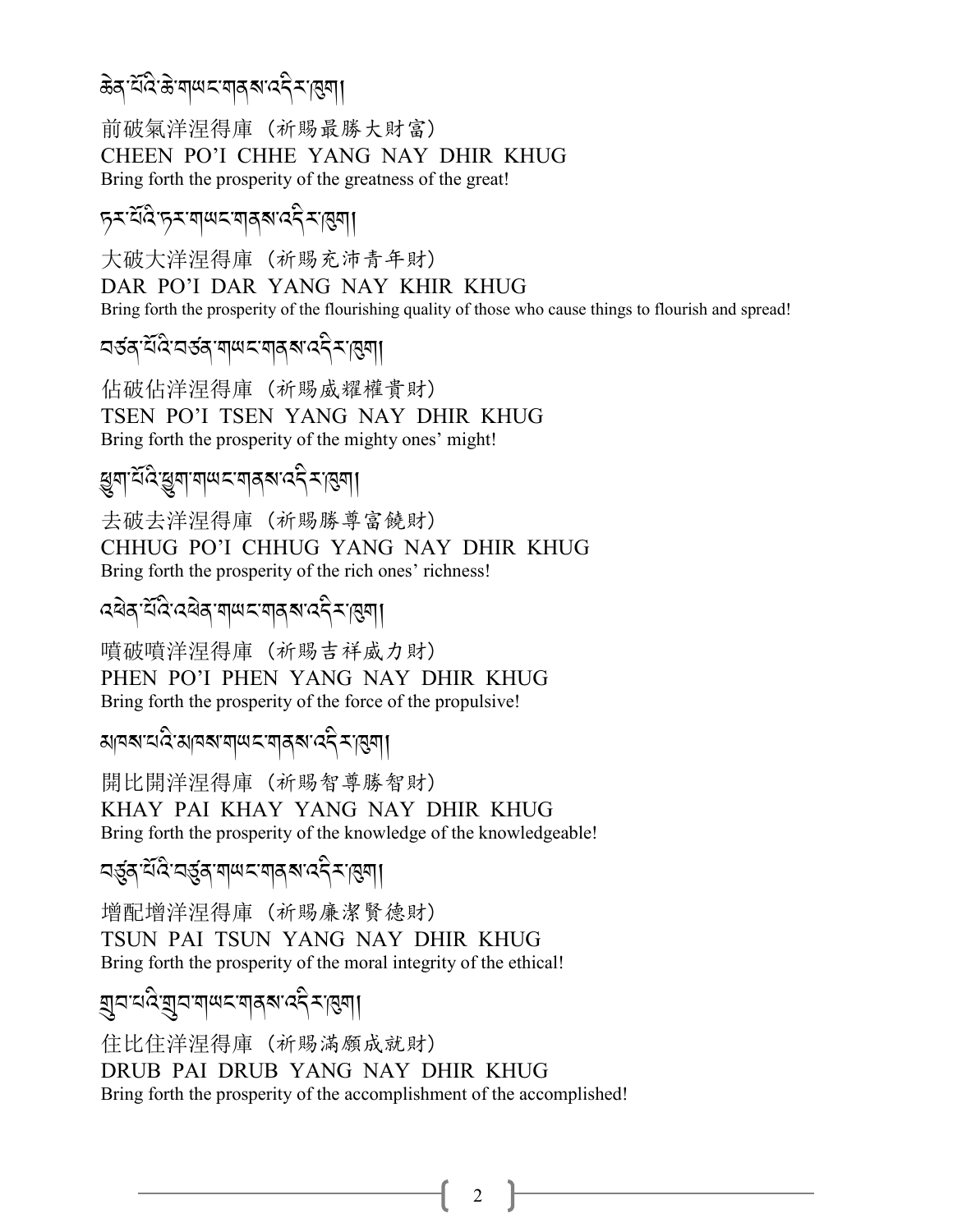ཆེན་པོའི་ཆེ་གཡང་གནས་འདིར་ཁུག།

前破氣洋涅得庫（祈賜最勝大財富）
CHEEN PO'I CHHE YANG NAY DHIR KHUG
Bring forth the prosperity of the greatness of the great!

དར་པོའི་དར་གཡང་གནས་འདིར་ཁུག།

大破大洋涅得庫（祈賜充沛青年財）
DAR PO'I DAR YANG NAY KHIR KHUG
Bring forth the prosperity of the flourishing quality of those who cause things to flourish and spread!

བཙན་པོའི་བཙན་གཡང་གནས་འདིར་ཁུག།

佔破佔洋涅得庫（祈賜威耀權貴財）
TSEN PO'I TSEN YANG NAY DHIR KHUG
Bring forth the prosperity of the mighty ones' might!

ཕྱུག་པོའི་ཕྱུག་གཡང་གནས་འདིར་ཁུག།

去破去洋涅得庫（祈賜勝尊富饒財）
CHHUG PO'I CHHUG YANG NAY DHIR KHUG
Bring forth the prosperity of the rich ones' richness!

འཕེན་པོའི་འཕེན་གཡང་གནས་འདིར་ཁུག།

噴破噴洋涅得庫（祈賜吉祥威力財）
PHEN PO'I PHEN YANG NAY DHIR KHUG
Bring forth the prosperity of the force of the propulsive!

མཁས་པའི་མཁས་གཡང་གནས་འདིར་ཁུག།

開比開洋涅得庫（祈賜智尊勝智財）
KHAY PAI KHAY YANG NAY DHIR KHUG
Bring forth the prosperity of the knowledge of the knowledgeable!

བཙུན་པོའི་བཙུན་གཡང་གནས་འདིར་ཁུག།

增配增洋涅得庫（祈賜廉潔賢德財）
TSUN PAI TSUN YANG NAY DHIR KHUG
Bring forth the prosperity of the moral integrity of the ethical!

གྲུབ་པའི་གྲུབ་གཡང་གནས་འདིར་ཁུག།

住比住洋涅得庫（祈賜滿願成就財）
DRUB PAI DRUB YANG NAY DHIR KHUG
Bring forth the prosperity of the accomplishment of the accomplished!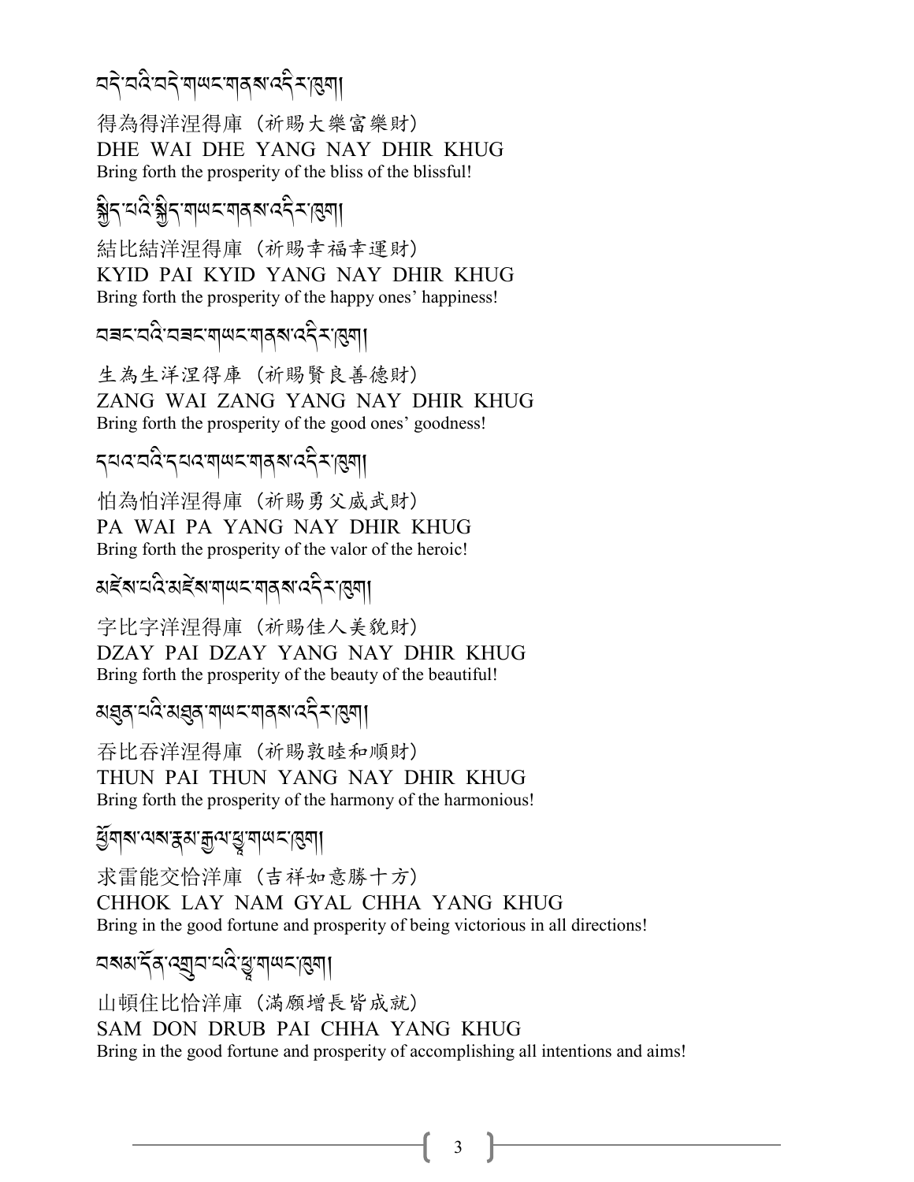བདེ་བའི་བདེ་གཡང་གནས་འདིར་ཁུག།

得為得洋涅得庫（祈賜大樂富樂財）
DHE WAI DHE YANG NAY DHIR KHUG
Bring forth the prosperity of the bliss of the blissful!

སྐྱིད་པའི་སྐྱིད་གཡང་གནས་འདིར་ཁུག།

結比結洋涅得庫（祈賜幸福幸運財）
KYID PAI KYID YANG NAY DHIR KHUG
Bring forth the prosperity of the happy ones' happiness!

བཟང་བའི་བཟང་གཡང་གནས་འདིར་ཁུག།

生為生洋涅得庫（祈賜賢良善德財）
ZANG WAI ZANG YANG NAY DHIR KHUG
Bring forth the prosperity of the good ones' goodness!

དཔའ་བའི་དཔའ་གཡང་གནས་འདིར་ཁུག།

帕為帕洋涅得庫（祈賜勇父威武財）
PA WAI PA YANG NAY DHIR KHUG
Bring forth the prosperity of the valor of the heroic!

མཛེས་པའི་མཛེས་གཡང་གནས་འདིར་ཁུག།

字比字洋涅得庫（祈賜佳人美貌財）
DZAY PAI DZAY YANG NAY DHIR KHUG
Bring forth the prosperity of the beauty of the beautiful!

མཐུན་པའི་མཐུན་གཡང་གནས་འདིར་ཁུག།

吞比吞洋涅得庫（祈賜敦睦和順財）
THUN PAI THUN YANG NAY DHIR KHUG
Bring forth the prosperity of the harmony of the harmonious!

ཕྱོགས་ལས་རྣམ་རྒྱལ་ཕྱྭ་གཡང་ཁུག།

求雷能交恰洋庫（吉祥如意勝十方）
CHHOK LAY NAM GYAL CHHA YANG KHUG
Bring in the good fortune and prosperity of being victorious in all directions!

བསམ་དོན་འགྲུབ་པའི་ཕྱྭ་གཡང་ཁུག།

山頓住比恰洋庫（滿願增長皆成就）
SAM DON DRUB PAI CHHA YANG KHUG
Bring in the good fortune and prosperity of accomplishing all intentions and aims!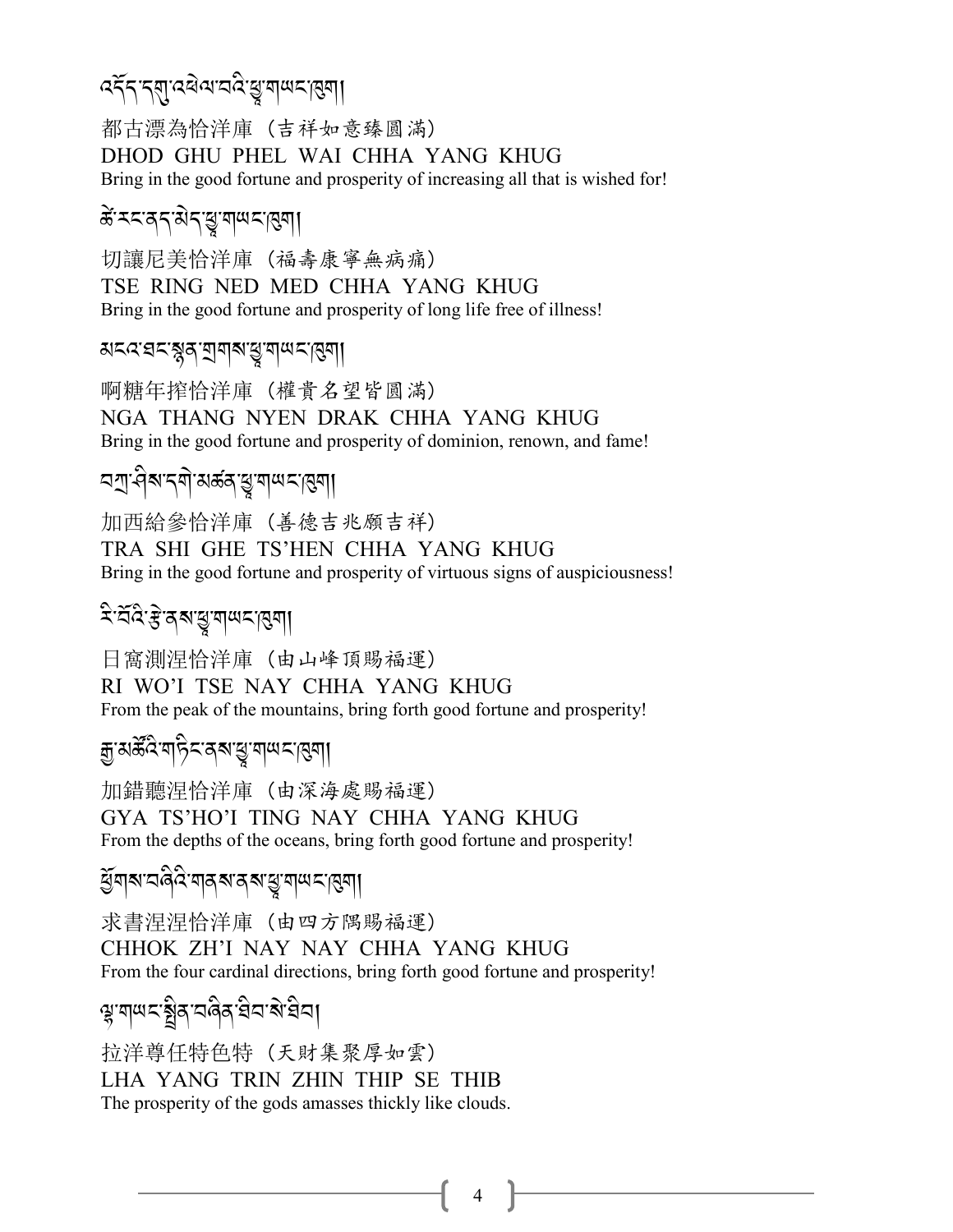འདོད་དགུ་འཕེལ་བའི་ཕྱྭ་གཡང་ཁུག།

都古漂為恰洋庫（吉祥如意臻圓滿）
DHOD GHU PHEL WAI CHHA YANG KHUG
Bring in the good fortune and prosperity of increasing all that is wished for!

ཚེ་རིང་ནད་མེད་ཕྱྭ་གཡང་ཁུག།

切讓尼美恰洋庫（福壽康寧無病痛）
TSE RING NED MED CHHA YANG KHUG
Bring in the good fortune and prosperity of long life free of illness!

མངའ་ཐང་སྙན་གྲགས་ཕྱྭ་གཡང་ཁུག།

啊糖年搾恰洋庫（權貴名望皆圓滿）
NGA THANG NYEN DRAK CHHA YANG KHUG
Bring in the good fortune and prosperity of dominion, renown, and fame!

བཀྲ་ཤིས་དགེ་མཚན་ཕྱྭ་གཡང་ཁུག།

加西給參恰洋庫（善德吉兆願吉祥）
TRA SHI GHE TS'HEN CHHA YANG KHUG
Bring in the good fortune and prosperity of virtuous signs of auspiciousness!

རི་བོའི་རྩེ་ནས་ཕྱྭ་གཡང་ཁུག།

日窩測涅恰洋庫（由山峰頂賜福運）
RI WO'I TSE NAY CHHA YANG KHUG
From the peak of the mountains, bring forth good fortune and prosperity!

རྒྱ་མཚོའི་གཏིང་ནས་ཕྱྭ་གཡང་ཁུག།

加錯聽涅恰洋庫（由深海處賜福運）
GYA TS'HO'I TING NAY CHHA YANG KHUG
From the depths of the oceans, bring forth good fortune and prosperity!

ཕྱོགས་བཞིའི་གནས་ནས་ཕྱྭ་གཡང་ཁུག།

求書涅涅恰洋庫（由四方隅賜福運）
CHHOK ZH'I NAY NAY CHHA YANG KHUG
From the four cardinal directions, bring forth good fortune and prosperity!

ལྷ་གཡང་སྤྲིན་བཞིན་ཐིབ་སེ་ཐིབ།

拉洋尊任特色特（天財集聚厚如雲）
LHA YANG TRIN ZHIN THIP SE THIB
The prosperity of the gods amasses thickly like clouds.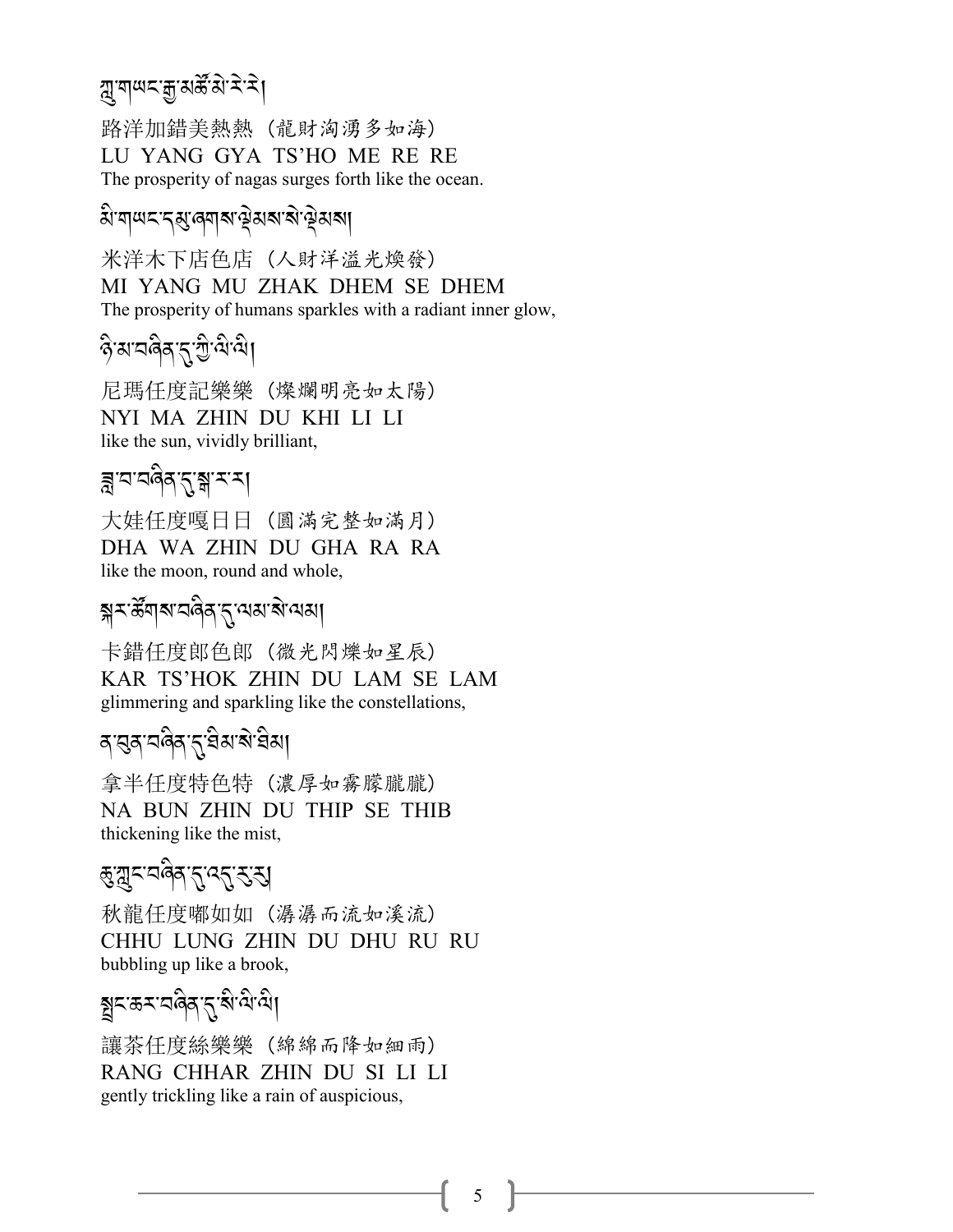ཀླུ་གཡང་རྒྱ་མཚོ་མེ་རེ་རེ།

路洋加錯美熱熱（龍財洶湧多如海）  
LU YANG GYA TS’HO ME RE RE  
The prosperity of nagas surges forth like the ocean.

མི་གཡང་དམུ་ཞགས་ལྡེམས་སེ་ལྡེམས།

米洋木下店色店（人財洋溢光煥發）  
MI YANG MU ZHAK DHEM SE DHEM  
The prosperity of humans sparkles with a radiant inner glow,

ཉི་མ་བཞིན་དུ་ཁྱི་ལི་ལི།

尼瑪任度記樂樂（燦爛明亮如太陽）  
NYI MA ZHIN DU KHI LI LI  
like the sun, vividly brilliant,

ཟླ་བ་བཞིན་དུ་སྒ་ར་ར།

大娃任度嘎日日（圓滿完整如滿月）  
DHA WA ZHIN DU GHA RA RA  
like the moon, round and whole,

སྐར་ཚོགས་བཞིན་དུ་ལམ་སེ་ལམ།

卡錯任度郎色郎（微光閃爍如星辰）  
KAR TS’HOK ZHIN DU LAM SE LAM  
glimmering and sparkling like the constellations,

ན་བུན་བཞིན་དུ་ཐིམ་སེ་ཐིམ།

拿半任度特色特（濃厚如霧朦朧朧）  
NA BUN ZHIN DU THIP SE THIB  
thickening like the mist,

ཆུ་ཀླུང་བཞིན་དུ་འདུ་རུ་རུ།

秋龍任度嘟如如（潺潺而流如溪流）  
CHHU LUNG ZHIN DU DHU RU RU  
bubbling up like a brook,

སྦྲང་ཆར་བཞིན་དུ་སི་ལི་ལི།

讓茶任度絲樂樂（綿綿而降如細雨）  
RANG CHHAR ZHIN DU SI LI LI  
gently trickling like a rain of auspicious,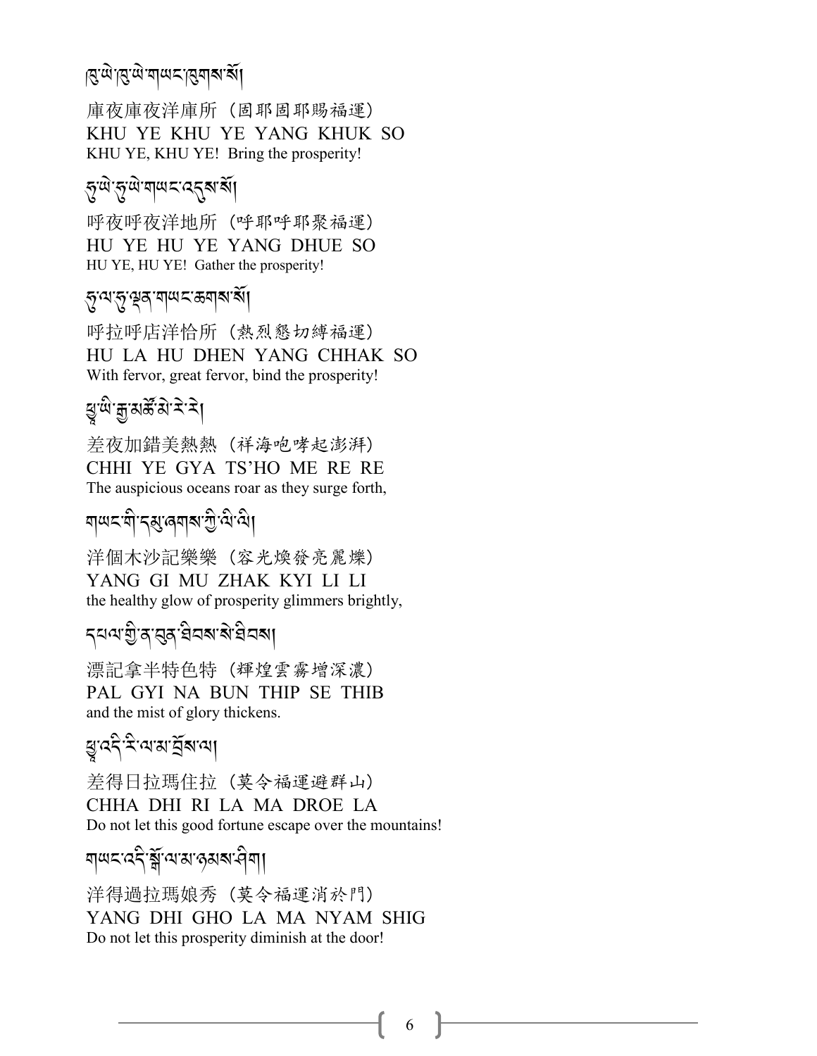ཁུ་ཡེ་ཁུ་ཡེ་གཡང་ཁུགས་སོ།

庫夜庫夜洋庫所（固耶固耶賜福運）
KHU YE KHU YE YANG KHUK SO
KHU YE, KHU YE! Bring the prosperity!

ཧུ་ཡེ་ཧུ་ཡེ་གཡང་འདུས་སོ།

呼夜呼夜洋地所（呼耶呼耶聚福運）
HU YE HU YE YANG DHUE SO
HU YE, HU YE! Gather the prosperity!

ཧུ་ལ་ཧུ་ལྡན་གཡང་ཆགས་སོ།

呼拉呼店洋恰所（熱烈懇切縛福運）
HU LA HU DHEN YANG CHHAK SO
With fervor, great fervor, bind the prosperity!

ཕྱུ་ཡི་རྒྱ་མཚོ་མེ་རེ་རེ།

差夜加錯美熱熱（祥海咆哮起澎湃）
CHHI YE GYA TS'HO ME RE RE
The auspicious oceans roar as they surge forth,

གཡང་གི་དམུ་ཞགས་ཀྱི་ལི་ལི།

洋個木沙記樂樂（容光煥發亮麗爍）
YANG GI MU ZHAK KYI LI LI
the healthy glow of prosperity glimmers brightly,

དཔལ་གྱི་ན་བུན་ཐིབས་སེ་ཐིབས།

漂記拿半特色特（輝煌雲霧增深濃）
PAL GYI NA BUN THIP SE THIB
and the mist of glory thickens.

ཕྱྭ་འདི་རི་ལ་མ་འབྲོས་ལ།

差得日拉瑪住拉（莫令福運避群山）
CHHA DHI RI LA MA DROE LA
Do not let this good fortune escape over the mountains!

གཡང་འདི་སྒོ་ལ་མ་ཉམས་ཤིག།

洋得過拉瑪娘秀（莫令福運消於門）
YANG DHI GHO LA MA NYAM SHIG
Do not let this prosperity diminish at the door!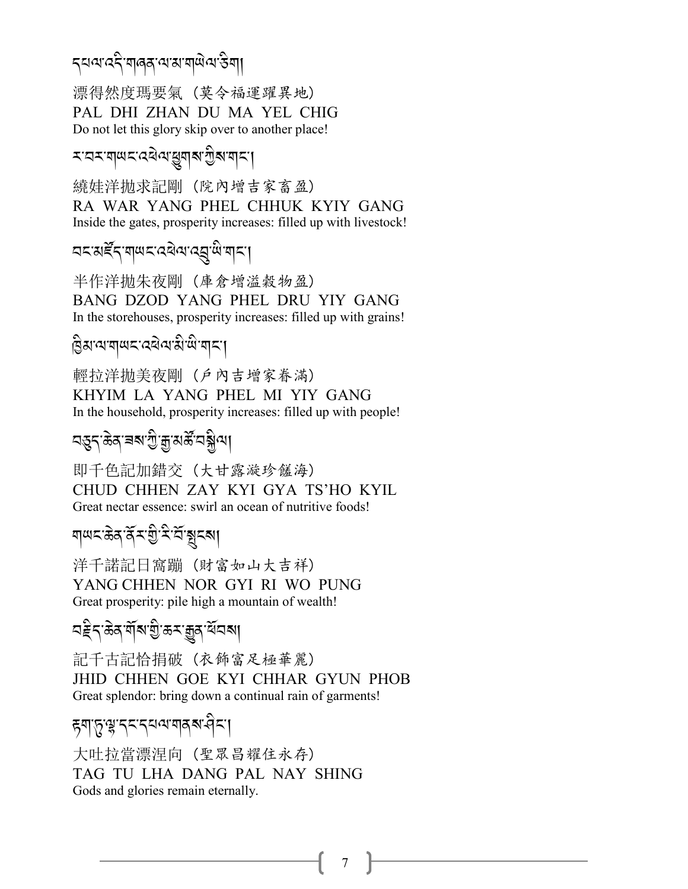དཔལ་འདི་གཞན་ལ་མ་གཡེལ་ཅིག།

漂得然度瑪要氣（莫令福運躍異地）
PAL DHI ZHAN DU MA YEL CHIG
Do not let this glory skip over to another place!

ར་བར་གཡང་འཕེལ་ཕྱུགས་ཀྱིས་གང་།

繞娃洋拋求記剛（院內增吉家畜盈）
RA WAR YANG PHEL CHHUK KYIY GANG
Inside the gates, prosperity increases: filled up with livestock!

བང་མཛོད་གཡང་འཕེལ་འབྲུ་ཡི་གང་།

半作洋拋朱夜剛（庫倉增溢穀物盈）
BANG DZOD YANG PHEL DRU YIY GANG
In the storehouses, prosperity increases: filled up with grains!

ཁྱིམ་ལ་གཡང་འཕེལ་མི་ཡི་གང་།

輕拉洋拋美夜剛（戶內吉增家眷滿）
KHYIM LA YANG PHEL MI YIY GANG
In the household, prosperity increases: filled up with people!

བཅུད་ཆེན་ཟས་ཀྱི་རྒྱ་མཚོ་བསྐྱིལ།

即千色記加錯交（大甘露漩珍饈海）
CHUD CHHEN ZAY KYI GYA TS'HO KYIL
Great nectar essence: swirl an ocean of nutritive foods!

གཡང་ཆེན་ནོར་གྱི་རི་བོ་སྤུངས།

洋千諾記日窩蹦（財富如山大吉祥）
YANG CHHEN NOR GYI RI WO PUNG
Great prosperity: pile high a mountain of wealth!

བརྗིད་ཆེན་གོས་ཀྱི་ཆར་རྒྱུན་ཕོབས།

記千古記恰捐破（衣飾富足極華麗）
JHID CHHEN GOE KYI CHHAR GYUN PHOB
Great splendor: bring down a continual rain of garments!

རྟག་ཏུ་ལྷ་དང་དཔལ་གནས་ཤིང་།

大吐拉當漂涅向（聖眾昌耀住永存）
TAG TU LHA DANG PAL NAY SHING
Gods and glories remain eternally.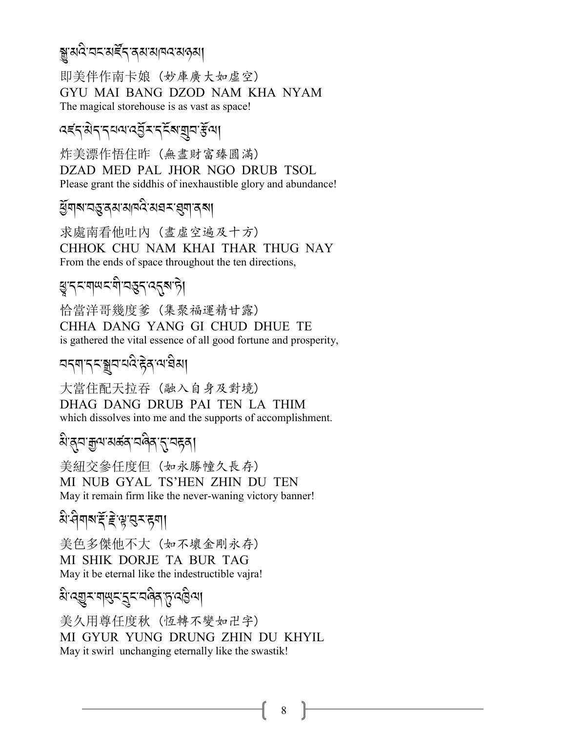སྒྱུ་མའི་བང་མཛོད་ནམ་མཁའ་མཉམ།

即美伴作南卡娘（妙庫廣大如虛空）
GYU MAI BANG DZOD NAM KHA NYAM
The magical storehouse is as vast as space!

འཛད་མེད་དཔལ་འབྱོར་དངོས་གྲུབ་རྩོལ།

炸美漂作悟住昨（無盡財富臻圓滿）
DZAD MED PAL JHOR NGO DRUB TSOL
Please grant the siddhis of inexhaustible glory and abundance!

ཕྱོགས་བཅུ་ནམ་མཁའི་མཐར་ཐུག་ནས།

求處南看他吐內（盡虛空遍及十方）
CHHOK CHU NAM KHAI THAR THUG NAY
From the ends of space throughout the ten directions,

ཕྱྭ་དང་གཡང་གི་བཅུད་འདུས་ཏེ།

恰當洋哥幾度爹（集聚福運精甘露）
CHHA DANG YANG GI CHUD DHUE TE
is gathered the vital essence of all good fortune and prosperity,

བདག་དང་སྒྲུབ་པའི་རྟེན་ལ་ཐིམ།

大當住配天拉吞（融入自身及對境）
DHAG DANG DRUB PAI TEN LA THIM
which dissolves into me and the supports of accomplishment.

མི་ནུབ་རྒྱལ་མཚན་བཞིན་དུ་བརྟན།

美紐交參任度但（如永勝幢久長存）
MI NUB GYAL TS'HEN ZHIN DU TEN
May it remain firm like the never-waning victory banner!

མི་ཤིགས་རྡོ་རྗེ་ལྟ་བུར་རྟག།

美色多傑他不大（如不壞金剛永存）
MI SHIK DORJE TA BUR TAG
May it be eternal like the indestructible vajra!

མི་འགྱུར་གཡུང་དྲུང་བཞིན་དུ་འཁྱིལ།

美久用尊任度秋（恆轉不變如卍字）
MI GYUR YUNG DRUNG ZHIN DU KHYIL
May it swirl unchanging eternally like the swastik!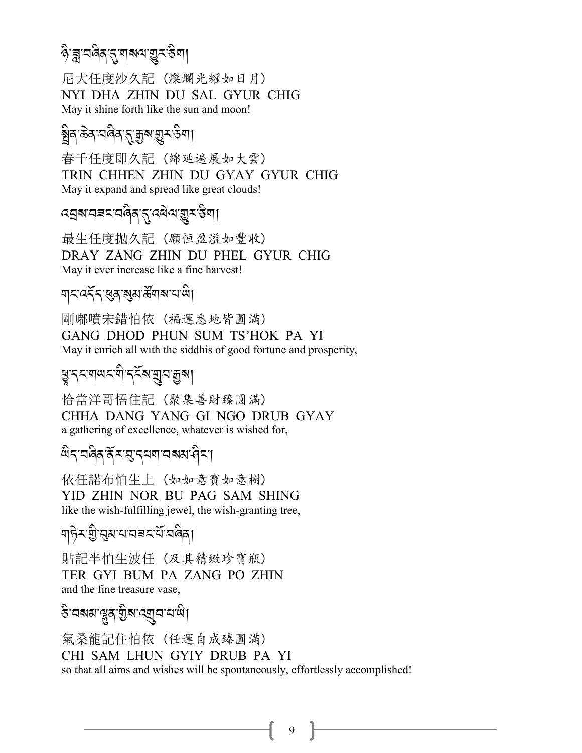ཉི་ཟླ་བཞིན་དུ་གསལ་གྱུར་ཅིག།

尼大任度沙久記（燦爛光耀如日月）
NYI DHA ZHIN DU SAL GYUR CHIG
May it shine forth like the sun and moon!

སྤྲིན་ཆེན་བཞིན་དུ་རྒྱས་གྱུར་ཅིག།

春千任度即久記（綿延遍展如大雲）
TRIN CHHEN ZHIN DU GYAY GYUR CHIG
May it expand and spread like great clouds!

འབྲས་བཟང་བཞིན་དུ་འཕེལ་གྱུར་ཅིག།

最生任度抛久記（願恒盈溢如豐收）
DRAY ZANG ZHIN DU PHEL GYUR CHIG
May it ever increase like a fine harvest!

གང་འདོད་ཕུན་སུམ་ཚོགས་པ་ཡི།

剛嘟噴宋錯怕依（福運悉地皆圓滿）
GANG DHOD PHUN SUM TS'HOK PA YI
May it enrich all with the siddhis of good fortune and prosperity,

ཕྱྭ་དང་གཡང་གི་དངོས་གྲུབ་རྒྱས།

恰當洋哥悟住記（聚集善財臻圓滿）
CHHA DANG YANG GI NGO DRUB GYAY
a gathering of excellence, whatever is wished for,

ཡིད་བཞིན་ནོར་བུ་དཔག་བསམ་ཤིང་།

依任諾布怕生上（如如意寶如意樹）
YID ZHIN NOR BU PAG SAM SHING
like the wish-fulfilling jewel, the wish-granting tree,

གཏེར་གྱི་བུམ་པ་བཟང་པོ་བཞིན།

貼記半怕生波任（及其精緻珍寶瓶）
TER GYI BUM PA ZANG PO ZHIN
and the fine treasure vase,

ཅི་བསམ་ལྷུན་གྱིས་འགྲུབ་པ་ཡི།

氣桑龍記住怕依（任運自成臻圓滿）
CHI SAM LHUN GYIY DRUB PA YI
so that all aims and wishes will be spontaneously, effortlessly accomplished!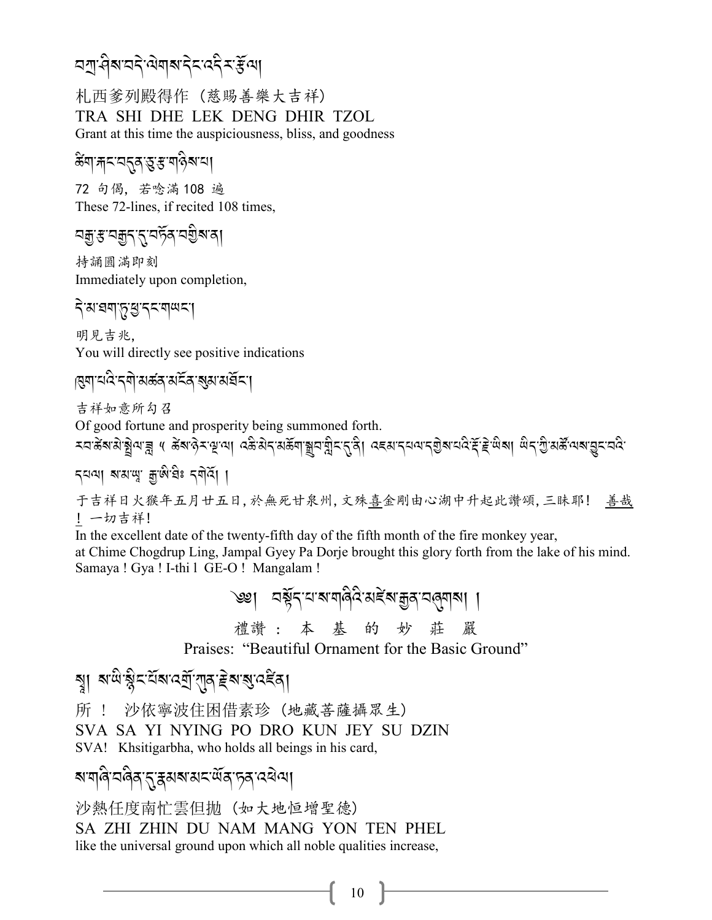བཀྲ་ཤིས་བདེ་ལེགས་དེང་འདིར་རྫོལ།

札西爹列殿得作（慈賜善樂大吉祥）

TRA SHI DHE LEK DENG DHIR TZOL

Grant at this time the auspiciousness, bliss, and goodness

ཚིག་རྐང་བདུན་ཅུ་རྩ་གཉིས་པ།

72 句偈，若唸滿 108 遍

These 72-lines, if recited 108 times,

བརྒྱ་རྩ་བརྒྱད་དུ་བཏོན་བགྱིས་ན།

持誦圓滿即刻

Immediately upon completion,

དེ་མ་ཐག་ཏུ་ལྟ་དང་གཡང་།

明見吉兆，

You will directly see positive indications

ཁྱུག་པའི་དགེ་མཚན་མངོན་སུམ་མཐོང་།

吉祥如意所勾召

Of good fortune and prosperity being summoned forth.

རབ་ཚེས་མེ་སྤྲེལ་ཟླ་ ༥ ཚེས་ཉེར་ལྔ་ལ། འཆི་མེད་མཆོག་སྒྲུབ་གླིང་དུ་ནི། འཇམ་དཔལ་དགྱེས་པའི་རྡོ་རྗེ་ཡིས། ཡིད་ཀྱི་མཚོ་ལས་བྱུང་བའི་དཔལ། སམ་ཡ། རྒྱ་ཨི་ཐི༔ དགེའོ། །

于吉祥日火猴年五月廿五日，於無死甘泉州，文殊喜金剛由心湖中升起此讚頌，三昧耶！ 善哉！一切吉祥！

In the excellent date of the twenty-fifth day of the fifth month of the fire monkey year,
at Chime Chogdrup Ling, Jampal Gyey Pa Dorje brought this glory forth from the lake of his mind.
Samaya ! Gya ! I-thi l GE-O ! Mangalam !

## ༄། བསྟོད་པ་ས་གཞིའི་མཛེས་རྒྱན་བཞུགས། །

## 禮讚：本 基 的 妙 莊 嚴

## Praises: “Beautiful Ornament for the Basic Ground”

སྭཱ། ས་ཡི་སྙིང་པོས་འགྲོ་ཀུན་རྗེས་སུ་འཛིན།

所！ 沙依寧波住困借素珍（地藏菩薩攝眾生）

SVA SA YI NYING PO DRO KUN JEY SU DZIN

SVA! Khsitigarbha, who holds all beings in his card,

ས་གཞི་བཞིན་དུ་རྣམས་མང་ཡོན་ཏན་འཕེལ།

沙熱任度南忙雲但抛（如大地恒增聖德）

SA ZHI ZHIN DU NAM MANG YON TEN PHEL

like the universal ground upon which all noble qualities increase,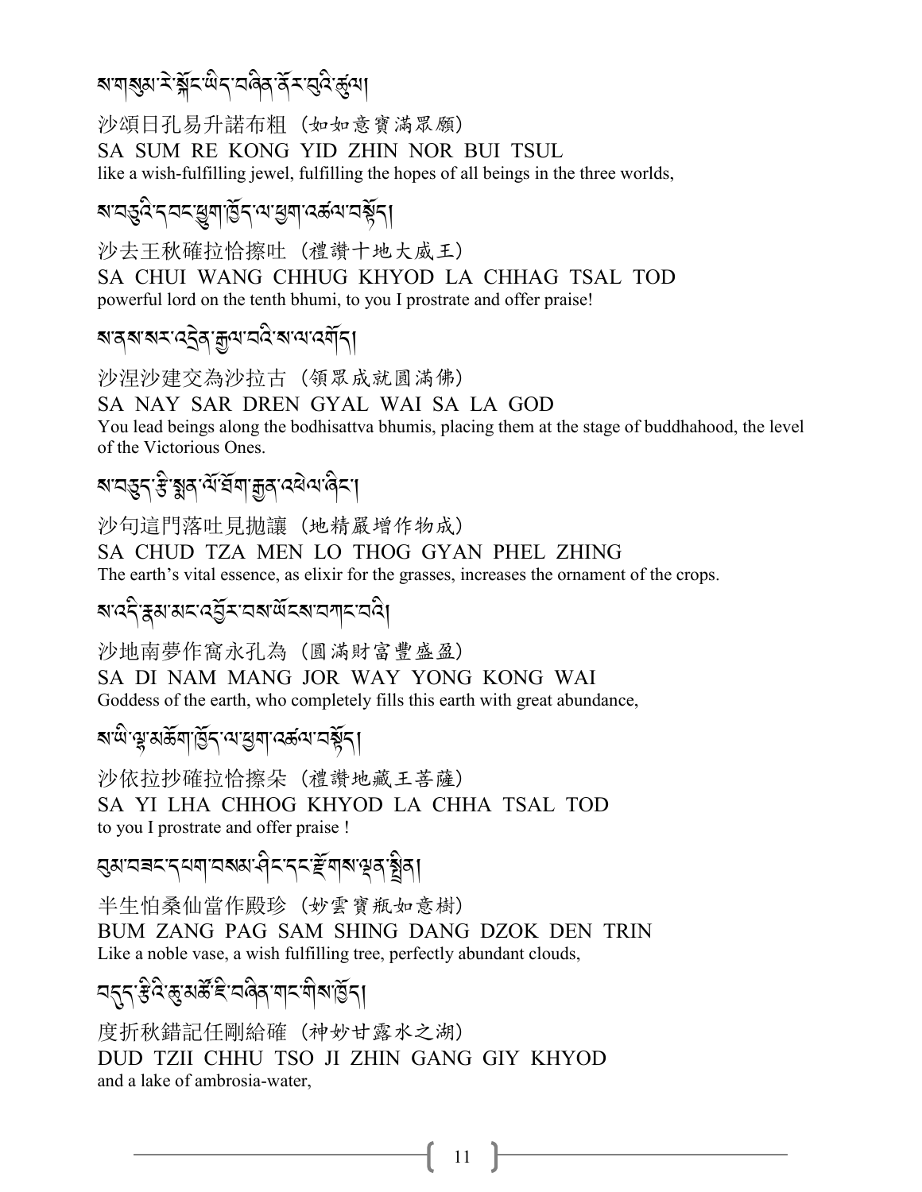ས་གསུམ་རེ་སྐོང་ཡིད་བཞིན་ནོར་བུའི་ཚུལ།

沙頌日孔易升諾布粗 (如如意寶滿眾願)
SA SUM RE KONG YID ZHIN NOR BUI TSUL
like a wish-fulfilling jewel, fulfilling the hopes of all beings in the three worlds,

ས་བཅུའི་དབང་ཕྱུག་ཁྱོད་ལ་ཕྱག་འཚལ་བསྟོད།

沙去王秋確拉恰擦吐 (禮讚十地大威王)
SA CHUI WANG CHHUG KHYOD LA CHHAG TSAL TOD
powerful lord on the tenth bhumi, to you I prostrate and offer praise!

ས་ནས་སར་འདྲེན་རྒྱལ་བའི་ས་ལ་འགོད།

沙涅沙建交為沙拉古 (領眾成就圓滿佛)
SA NAY SAR DREN GYAL WAI SA LA GOD
You lead beings along the bodhisattva bhumis, placing them at the stage of buddhahood, the level of the Victorious Ones.

ས་བཅུད་རྩི་སྨན་ལོ་ཐོག་རྒྱན་འཕེལ་ཞིང་།

沙句這門落吐見拋讓 (地精嚴增作物成)
SA CHUD TZA MEN LO THOG GYAN PHEL ZHING
The earth's vital essence, as elixir for the grasses, increases the ornament of the crops.

ས་འདི་རྣམ་མང་འབྱོར་བས་ཡོངས་བཀང་བའི།

沙地南夢作窩永孔為 (圓滿財富豐盛盈)
SA DI NAM MANG JOR WAY YONG KONG WAI
Goddess of the earth, who completely fills this earth with great abundance,

ས་ཡི་ལྷ་མཆོག་ཁྱོད་ལ་ཕྱག་འཚལ་བསྟོད།

沙依拉抄確拉恰擦朵 (禮讚地藏王菩薩)
SA YI LHA CHHOG KHYOD LA CHHA TSAL TOD
to you I prostrate and offer praise !

བུམ་བཟང་དཔག་བསམ་ཤིང་དང་རྫོགས་ལྡན་སྤྲིན།

半生怕桑仙當作殿珍 (妙雲寶瓶如意樹)
BUM ZANG PAG SAM SHING DANG DZOK DEN TRIN
Like a noble vase, a wish fulfilling tree, perfectly abundant clouds,

བདུད་རྩིའི་ཆུ་མཚོ་ཇི་བཞིན་གང་གིས་ཁྱོད།

度折秋錯記任剛給確 (神妙甘露水之湖)
DUD TZII CHHU TSO JI ZHIN GANG GIY KHYOD
and a lake of ambrosia-water,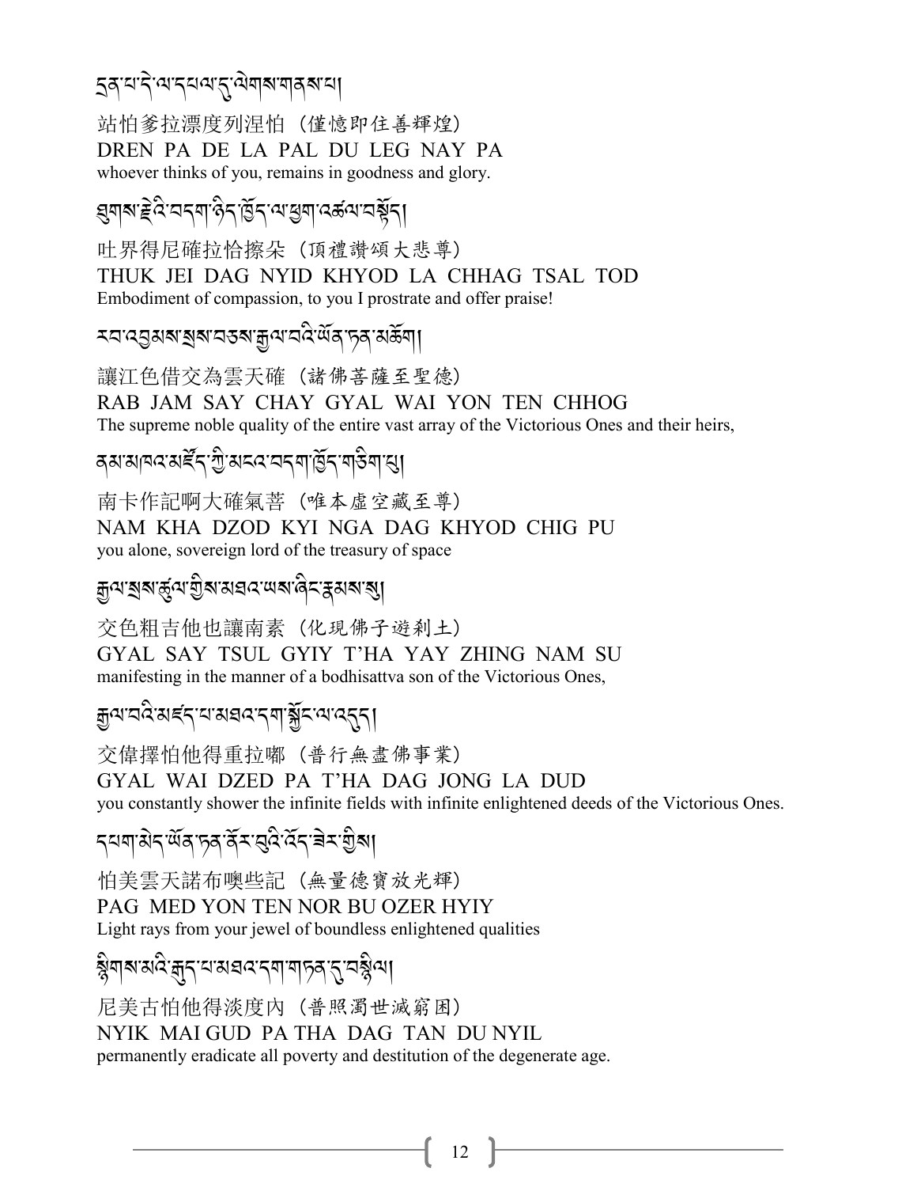དྲན་པ་དེ་ལ་དཔལ་དུ་ལེགས་གནས་པ།

站帕爹拉漂度列涅帕（僅憶即住善輝煌）
DREN PA DE LA PAL DU LEG NAY PA
whoever thinks of you, remains in goodness and glory.

ཐུགས་རྗེའི་བདག་ཉིད་ཁྱོད་ལ་ཕྱག་འཚལ་བསྟོད།

吐界得尼確拉恰擦朵（頂禮讚頌大悲尊）
THUK JEI DAG NYID KHYOD LA CHHAG TSAL TOD
Embodiment of compassion, to you I prostrate and offer praise!

རབ་འབྱམས་སྲས་བཅས་རྒྱལ་བའི་ཡོན་ཏན་མཆོག།

讓江色借交為雲天確（諸佛菩薩至聖德）
RAB JAM SAY CHAY GYAL WAI YON TEN CHHOG
The supreme noble quality of the entire vast array of the Victorious Ones and their heirs,

ནམ་མཁའ་མཛོད་ཀྱི་མངའ་བདག་ཁྱོད་གཅིག་པུ།

南卡作記啊大確氣菩（唯本虛空藏至尊）
NAM KHA DZOD KYI NGA DAG KHYOD CHIG PU
you alone, sovereign lord of the treasury of space

རྒྱལ་སྲས་ཚུལ་གྱིས་མཐའ་ཡས་ཞིང་རྣམས་སུ།

交色粗吉他也讓南素（化現佛子遊剎土）
GYAL SAY TSUL GYIY T'HA YAY ZHING NAM SU
manifesting in the manner of a bodhisattva son of the Victorious Ones,

རྒྱལ་བའི་མཛད་པ་མཐའ་དག་སྐྱོང་ལ་འདུད།

交偉擇帕他得重拉嘟（普行無盡佛事業）
GYAL WAI DZED PA T'HA DAG JONG LA DUD
you constantly shower the infinite fields with infinite enlightened deeds of the Victorious Ones.

དཔག་མེད་ཡོན་ཏན་ནོར་བུའི་འོད་ཟེར་གྱིས།

帕美雲天諾布噢些記（無量德寶放光輝）
PAG MED YON TEN NOR BU OZER HYIY
Light rays from your jewel of boundless enlightened qualities

སྙིགས་མའི་རྒུད་པ་མཐའ་དག་གཏན་དུ་བསྙིལ།

尼美古帕他得淡度內（普照濁世滅窮困）
NYIK MAI GUD PA THA DAG TAN DU NYIL
permanently eradicate all poverty and destitution of the degenerate age.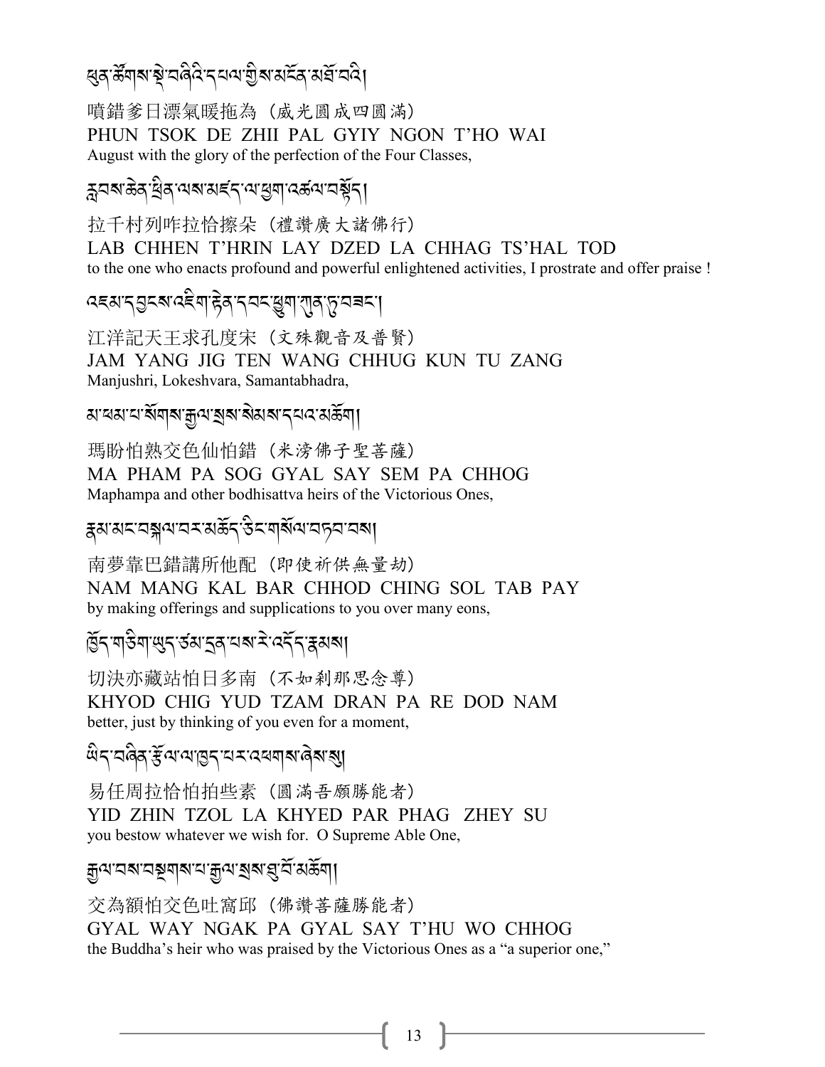ཕུན་ཚོགས་སྡེ་བཞིའི་དཔལ་གྱིས་མངོན་མཐོ་བའི།

噴錯爹日漂氣暖拖為（威光圓成四圓滿）
PHUN TSOK DE ZHII PAL GYIY NGON T'HO WAI
August with the glory of the perfection of the Four Classes,

རླབས་ཆེན་ཕྲིན་ལས་མཛད་ལ་ཕྱག་འཚལ་བསྟོད།

拉千村列咋拉恰擦朵（禮讚廣大諸佛行）
LAB CHHEN T'HRIN LAY DZED LA CHHAG TS'HAL TOD
to the one who enacts profound and powerful enlightened activities, I prostrate and offer praise !

འཇམ་དབྱངས་འཇིག་རྟེན་དབང་ཕྱུག་ཀུན་ཏུ་བཟང་།

江洋記天王求孔度宋（文殊觀音及普賢）
JAM YANG JIG TEN WANG CHHUG KUN TU ZANG
Manjushri, Lokeshvara, Samantabhadra,

མ་ཕམ་པ་སོགས་རྒྱལ་སྲས་སེམས་དཔའ་མཆོག།

瑪盼怕熟交色仙怕錯（米滂佛子聖菩薩）
MA PHAM PA SOG GYAL SAY SEM PA CHHOG
Maphampa and other bodhisattva heirs of the Victorious Ones,

རྣམ་མང་བསྐལ་བར་མཆོད་ཅིང་གསོལ་བཏབ་པས།

南夢靠巴錯講所他配（即使祈供無量劫）
NAM MANG KAL BAR CHHOD CHING SOL TAB PAY
by making offerings and supplications to you over many eons,

ཁྱོད་གཅིག་ཡུད་ཙམ་དྲན་པས་རེ་འདོད་རྣམས།

切决亦藏站怕日多南（不如剎那思念尊）
KHYOD CHIG YUD TZAM DRAN PA RE DOD NAM
better, just by thinking of you even for a moment,

ཡིད་བཞིན་རྫོལ་ལ་ཁྱད་པར་འཕགས་ཞེས་སུ།

易任周拉恰怕拍些素（圓滿吾願勝能者）
YID ZHIN TZOL LA KHYED PAR PHAG ZHEY SU
you bestow whatever we wish for. O Supreme Able One,

རྒྱལ་བས་བསྔགས་པ་རྒྱལ་སྲས་ཐུ་བོ་མཆོག།

交為額怕交色吐窩邱（佛讚菩薩勝能者）
GYAL WAY NGAK PA GYAL SAY T'HU WO CHHOG
the Buddha's heir who was praised by the Victorious Ones as a "a superior one,"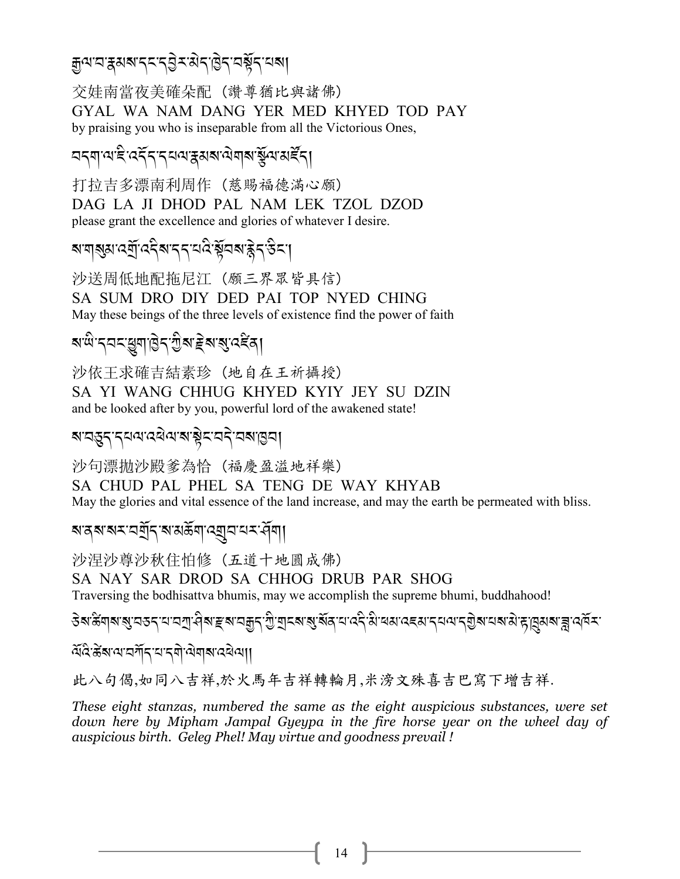རྒྱལ་བ་རྣམས་དང་དབྱེར་མེད་ཁྱེད་བསྟོད་པས།

交娃南當夜美確朵配 (讚尊猶比與諸佛)
GYAL WA NAM DANG YER MED KHYED TOD PAY
by praising you who is inseparable from all the Victorious Ones,

བདག་ལ་ཇི་འདོད་དཔལ་རྣམས་ལེགས་སྩོལ་མཛོད།

打拉吉多漂南利周作 (慈賜福德滿心願)
DAG LA JI DHOD PAL NAM LEK TZOL DZOD
please grant the excellence and glories of whatever I desire.

ས་གསུམ་འགྲོ་འདིས་དད་པའི་སྟོབས་རྙེད་ཅིང་།

沙送周低地配拖尼江 (願三界眾皆具信)
SA SUM DRO DIY DED PAI TOP NYED CHING
May these beings of the three levels of existence find the power of faith

ས་ཡི་དབང་ཕྱུག་ཁྱེད་ཀྱིས་རྗེས་སུ་འཛིན།

沙依王求確吉結素珍 (地自在王祈攝授)
SA YI WANG CHHUG KHYED KYIY JEY SU DZIN
and be looked after by you, powerful lord of the awakened state!

ས་བཅུད་དཔལ་འཕེལ་ས་སྟེང་བདེ་བས་ཁྱབ།

沙句漂拋沙殿爹為恰 (福慶盈溢地祥樂)
SA CHUD PAL PHEL SA TENG DE WAY KHYAB
May the glories and vital essence of the land increase, and may the earth be permeated with bliss.

ས་ནས་སར་བགྲོད་ས་མཆོག་འགྲུབ་པར་ཤོག།

沙涅沙尊沙秋住帕修 (五道十地圓成佛)
SA NAY SAR DROD SA CHHOG DRUB PAR SHOG
Traversing the bodhisattva bhumis, may we accomplish the supreme bhumi, buddhahood!

ཅེས་ཚིགས་སུ་བཅད་པ་བཀྲ་ཤིས་རྫས་བརྒྱད་ཀྱི་གྲངས་སུ་སོན་པ་འདི་མི་ཕམ་འཇམ་དཔལ་དགྱེས་པས་མེ་རྟ་ཁྲུམས་ཟླ་འཁོར་ལོའི་ཚེས་ལ་བཀོད་པ་དགེ་ལེགས་འཕེལ།།

此八句偈,如同八吉祥,於火馬年吉祥轉輪月,米滂文殊喜吉巴寫下增吉祥.

*These eight stanzas, numbered the same as the eight auspicious substances, were set down here by Mipham Jampal Gyeypa in the fire horse year on the wheel day of auspicious birth. Geleg Phel! May virtue and goodness prevail !*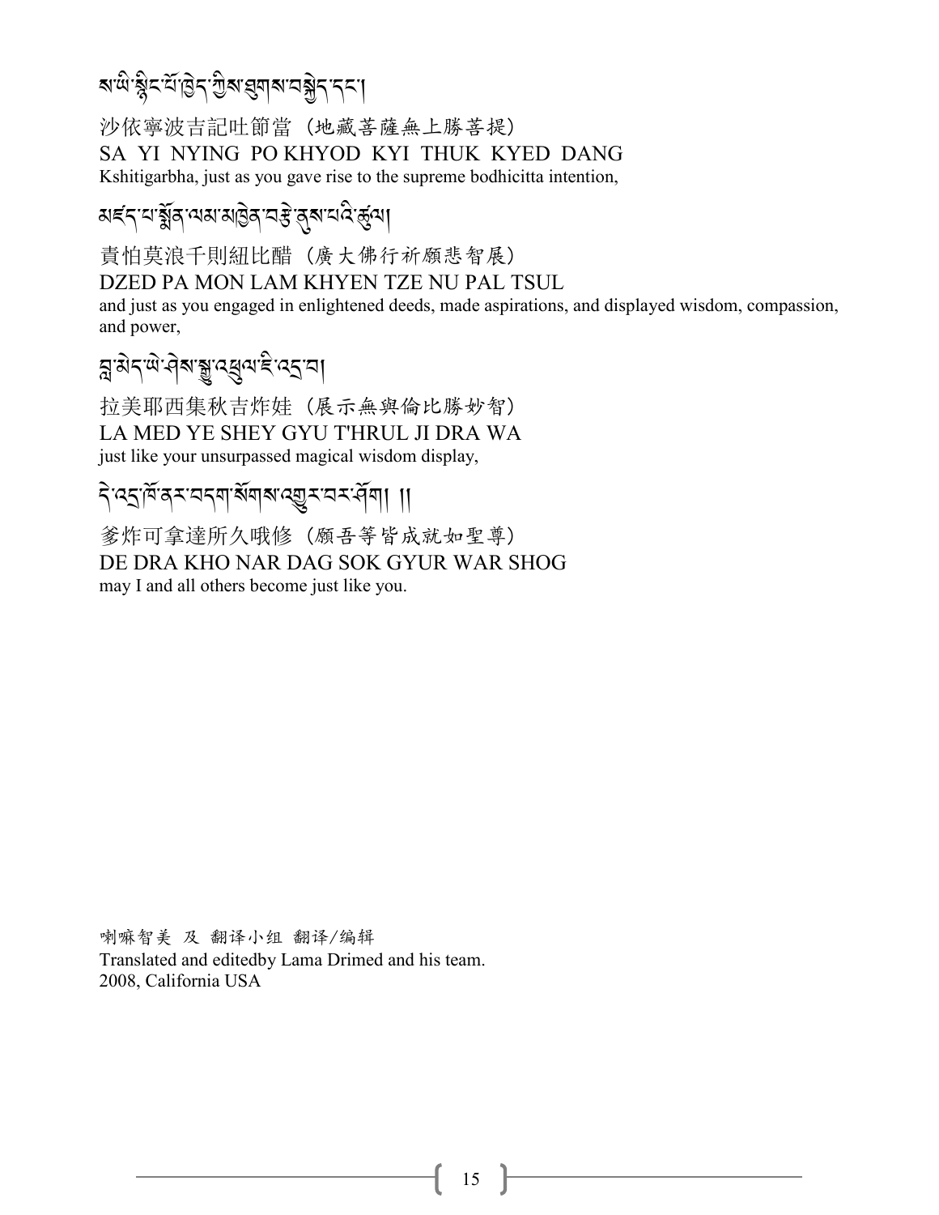ས་ཡི་སྙིང་པོ་ཁྱོད་ཀྱིས་ཐུགས་བསྐྱེད་དང་།

沙依寧波吉記吐節當 (地藏菩薩無上勝菩提)
SA YI NYING PO KHYOD KYI THUK KYED DANG
Kshitigarbha, just as you gave rise to the supreme bodhicitta intention,

མཛད་པ་སྨོན་ལམ་མཁྱེན་བརྩེ་ནུས་པའི་ཚུལ།

責怕莫浪千則紐比醋 (廣大佛行祈願悲智展)
DZED PA MON LAM KHYEN TZE NU PAL TSUL
and just as you engaged in enlightened deeds, made aspirations, and displayed wisdom, compassion, and power,

བླ་མེད་ཡེ་ཤེས་སྒྱུ་འཕྲུལ་ཇི་འདྲ་བ།

拉美耶西集秋吉炸娃 (展示無與倫比勝妙智)
LA MED YE SHEY GYU T'HRUL JI DRA WA
just like your unsurpassed magical wisdom display,

དེ་འདྲ་ཁོ་ནར་བདག་སོགས་འགྱུར་བར་ཤོག །།

爹炸可拿達所久哦修 (願吾等皆成就如聖尊)
DE DRA KHO NAR DAG SOK GYUR WAR SHOG
may I and all others become just like you.

喇嘛智美 及 翻译小组 翻译/编辑
Translated and editedby Lama Drimed and his team.
2008, California USA